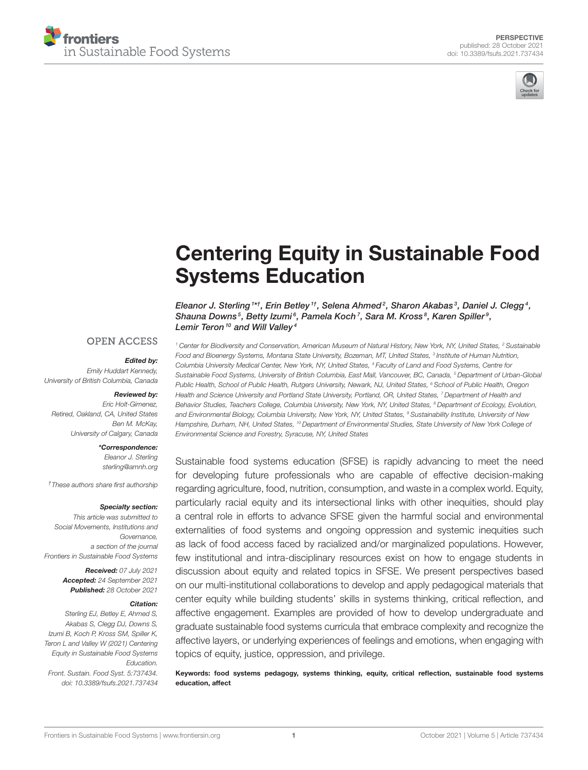PERSPECTIVE
published: 28 October 2021
doi: 10.3389/fsufs.2021.737434

# Centering Equity in Sustainable Food Systems Education

*Eleanor J. Sterling[1*†], Erin Betley[1†], Selena Ahmed[2], Sharon Akabas[3], Daniel J. Clegg[4], Shauna Downs[5], Betty Izumi[6], Pamela Koch[7], Sara M. Kross[8], Karen Spiller[9], Lemir Teron[10] and Will Valley[4]*

[1] Center for Biodiversity and Conservation, American Museum of Natural History, New York, NY, United States, [2] Sustainable Food and Bioenergy Systems, Montana State University, Bozeman, MT, United States, [3] Institute of Human Nutrition, Columbia University Medical Center, New York, NY, United States, [4] Faculty of Land and Food Systems, Centre for Sustainable Food Systems, University of British Columbia, East Mall, Vancouver, BC, Canada, [5] Department of Urban-Global Public Health, School of Public Health, Rutgers University, Newark, NJ, United States, [6] School of Public Health, Oregon Health and Science University and Portland State University, Portland, OR, United States, [7] Department of Health and Behavior Studies, Teachers College, Columbia University, New York, NY, United States, [8] Department of Ecology, Evolution, and Environmental Biology, Columbia University, New York, NY, United States, [9] Sustainability Institute, University of New Hampshire, Durham, NH, United States, [10] Department of Environmental Studies, State University of New York College of Environmental Science and Forestry, Syracuse, NY, United States

OPEN ACCESS

***Edited by:***
*Emily Huddart Kennedy,*
*University of British Columbia, Canada*

***Reviewed by:***
*Eric Holt-Gimenez,*
*Retired, Oakland, CA, United States*
*Ben M. McKay,*
*University of Calgary, Canada*

****Correspondence:***
*Eleanor J. Sterling*
*sterling@amnh.org*

*†These authors share first authorship*

***Specialty section:***
*This article was submitted to Social Movements, Institutions and Governance, a section of the journal Frontiers in Sustainable Food Systems*

***Received:*** *07 July 2021*
***Accepted:*** *24 September 2021*
***Published:*** *28 October 2021*

***Citation:***
*Sterling EJ, Betley E, Ahmed S, Akabas S, Clegg DJ, Downs S, Izumi B, Koch P, Kross SM, Spiller K, Teron L and Valley W (2021) Centering Equity in Sustainable Food Systems Education. Front. Sustain. Food Syst. 5:737434. doi: 10.3389/fsufs.2021.737434*

Sustainable food systems education (SFSE) is rapidly advancing to meet the need for developing future professionals who are capable of effective decision-making regarding agriculture, food, nutrition, consumption, and waste in a complex world. Equity, particularly racial equity and its intersectional links with other inequities, should play a central role in efforts to advance SFSE given the harmful social and environmental externalities of food systems and ongoing oppression and systemic inequities such as lack of food access faced by racialized and/or marginalized populations. However, few institutional and intra-disciplinary resources exist on how to engage students in discussion about equity and related topics in SFSE. We present perspectives based on our multi-institutional collaborations to develop and apply pedagogical materials that center equity while building students' skills in systems thinking, critical reflection, and affective engagement. Examples are provided of how to develop undergraduate and graduate sustainable food systems curricula that embrace complexity and recognize the affective layers, or underlying experiences of feelings and emotions, when engaging with topics of equity, justice, oppression, and privilege.

**Keywords: food systems pedagogy, systems thinking, equity, critical reflection, sustainable food systems education, affect**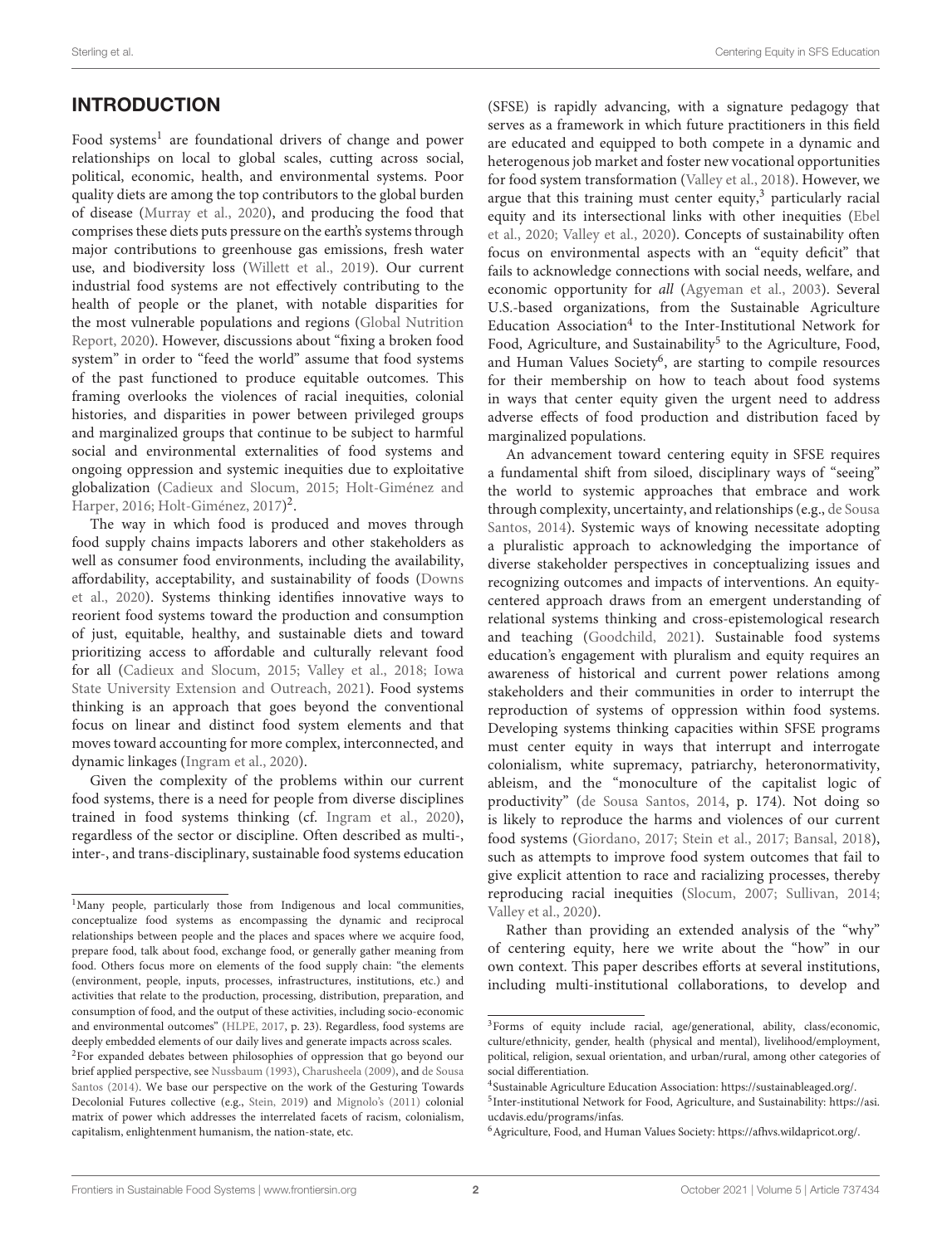## INTRODUCTION

Food systems[1] are foundational drivers of change and power relationships on local to global scales, cutting across social, political, economic, health, and environmental systems. Poor quality diets are among the top contributors to the global burden of disease (Murray et al., 2020), and producing the food that comprises these diets puts pressure on the earth's systems through major contributions to greenhouse gas emissions, fresh water use, and biodiversity loss (Willett et al., 2019). Our current industrial food systems are not effectively contributing to the health of people or the planet, with notable disparities for the most vulnerable populations and regions (Global Nutrition Report, 2020). However, discussions about "fixing a broken food system" in order to "feed the world" assume that food systems of the past functioned to produce equitable outcomes. This framing overlooks the violences of racial inequities, colonial histories, and disparities in power between privileged groups and marginalized groups that continue to be subject to harmful social and environmental externalities of food systems and ongoing oppression and systemic inequities due to exploitative globalization (Cadieux and Slocum, 2015; Holt-Giménez and Harper, 2016; Holt-Giménez, 2017)[2].

The way in which food is produced and moves through food supply chains impacts laborers and other stakeholders as well as consumer food environments, including the availability, affordability, acceptability, and sustainability of foods (Downs et al., 2020). Systems thinking identifies innovative ways to reorient food systems toward the production and consumption of just, equitable, healthy, and sustainable diets and toward prioritizing access to affordable and culturally relevant food for all (Cadieux and Slocum, 2015; Valley et al., 2018; Iowa State University Extension and Outreach, 2021). Food systems thinking is an approach that goes beyond the conventional focus on linear and distinct food system elements and that moves toward accounting for more complex, interconnected, and dynamic linkages (Ingram et al., 2020).

Given the complexity of the problems within our current food systems, there is a need for people from diverse disciplines trained in food systems thinking (cf. Ingram et al., 2020), regardless of the sector or discipline. Often described as multi-, inter-, and trans-disciplinary, sustainable food systems education (SFSE) is rapidly advancing, with a signature pedagogy that serves as a framework in which future practitioners in this field are educated and equipped to both compete in a dynamic and heterogenous job market and foster new vocational opportunities for food system transformation (Valley et al., 2018). However, we argue that this training must center equity,[3] particularly racial equity and its intersectional links with other inequities (Ebel et al., 2020; Valley et al., 2020). Concepts of sustainability often focus on environmental aspects with an "equity deficit" that fails to acknowledge connections with social needs, welfare, and economic opportunity for *all* (Agyeman et al., 2003). Several U.S.-based organizations, from the Sustainable Agriculture Education Association[4] to the Inter-Institutional Network for Food, Agriculture, and Sustainability[5] to the Agriculture, Food, and Human Values Society[6], are starting to compile resources for their membership on how to teach about food systems in ways that center equity given the urgent need to address adverse effects of food production and distribution faced by marginalized populations.

An advancement toward centering equity in SFSE requires a fundamental shift from siloed, disciplinary ways of "seeing" the world to systemic approaches that embrace and work through complexity, uncertainty, and relationships (e.g., de Sousa Santos, 2014). Systemic ways of knowing necessitate adopting a pluralistic approach to acknowledging the importance of diverse stakeholder perspectives in conceptualizing issues and recognizing outcomes and impacts of interventions. An equity-centered approach draws from an emergent understanding of relational systems thinking and cross-epistemological research and teaching (Goodchild, 2021). Sustainable food systems education's engagement with pluralism and equity requires an awareness of historical and current power relations among stakeholders and their communities in order to interrupt the reproduction of systems of oppression within food systems. Developing systems thinking capacities within SFSE programs must center equity in ways that interrupt and interrogate colonialism, white supremacy, patriarchy, heteronormativity, ableism, and the "monoculture of the capitalist logic of productivity" (de Sousa Santos, 2014, p. 174). Not doing so is likely to reproduce the harms and violences of our current food systems (Giordano, 2017; Stein et al., 2017; Bansal, 2018), such as attempts to improve food system outcomes that fail to give explicit attention to race and racializing processes, thereby reproducing racial inequities (Slocum, 2007; Sullivan, 2014; Valley et al., 2020).

Rather than providing an extended analysis of the "why" of centering equity, here we write about the "how" in our own context. This paper describes efforts at several institutions, including multi-institutional collaborations, to develop and

---

[1] Many people, particularly those from Indigenous and local communities, conceptualize food systems as encompassing the dynamic and reciprocal relationships between people and the places and spaces where we acquire food, prepare food, talk about food, exchange food, or generally gather meaning from food. Others focus more on elements of the food supply chain: "the elements (environment, people, inputs, processes, infrastructures, institutions, etc.) and activities that relate to the production, processing, distribution, preparation, and consumption of food, and the output of these activities, including socio-economic and environmental outcomes" (HLPE, 2017, p. 23). Regardless, food systems are deeply embedded elements of our daily lives and generate impacts across scales.

[2] For expanded debates between philosophies of oppression that go beyond our brief applied perspective, see Nussbaum (1993), Charusheela (2009), and de Sousa Santos (2014). We base our perspective on the work of the Gesturing Towards Decolonial Futures collective (e.g., Stein, 2019) and Mignolo's (2011) colonial matrix of power which addresses the interrelated facets of racism, colonialism, capitalism, enlightenment humanism, the nation-state, etc.

[3] Forms of equity include racial, age/generational, ability, class/economic, culture/ethnicity, gender, health (physical and mental), livelihood/employment, political, religion, sexual orientation, and urban/rural, among other categories of social differentiation.

[4] Sustainable Agriculture Education Association: https://sustainableaged.org/.

[5] Inter-institutional Network for Food, Agriculture, and Sustainability: https://asi.ucdavis.edu/programs/infas.

[6] Agriculture, Food, and Human Values Society: https://afhvs.wildapricot.org/.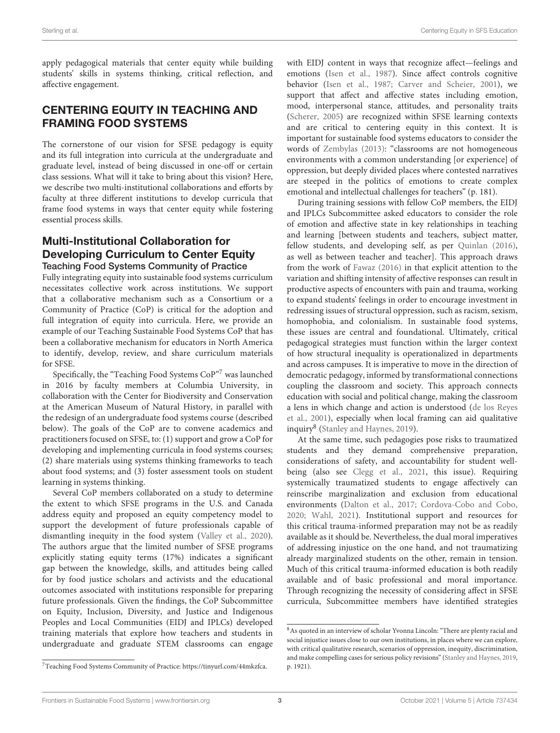apply pedagogical materials that center equity while building students' skills in systems thinking, critical reflection, and affective engagement.

## CENTERING EQUITY IN TEACHING AND FRAMING FOOD SYSTEMS

The cornerstone of our vision for SFSE pedagogy is equity and its full integration into curricula at the undergraduate and graduate level, instead of being discussed in one-off or certain class sessions. What will it take to bring about this vision? Here, we describe two multi-institutional collaborations and efforts by faculty at three different institutions to develop curricula that frame food systems in ways that center equity while fostering essential process skills.

### Multi-Institutional Collaboration for Developing Curriculum to Center Equity

#### Teaching Food Systems Community of Practice

Fully integrating equity into sustainable food systems curriculum necessitates collective work across institutions. We support that a collaborative mechanism such as a Consortium or a Community of Practice (CoP) is critical for the adoption and full integration of equity into curricula. Here, we provide an example of our Teaching Sustainable Food Systems CoP that has been a collaborative mechanism for educators in North America to identify, develop, review, and share curriculum materials for SFSE.

Specifically, the "Teaching Food Systems CoP"[7] was launched in 2016 by faculty members at Columbia University, in collaboration with the Center for Biodiversity and Conservation at the American Museum of Natural History, in parallel with the redesign of an undergraduate food systems course (described below). The goals of the CoP are to convene academics and practitioners focused on SFSE, to: (1) support and grow a CoP for developing and implementing curricula in food systems courses; (2) share materials using systems thinking frameworks to teach about food systems; and (3) foster assessment tools on student learning in systems thinking.

Several CoP members collaborated on a study to determine the extent to which SFSE programs in the U.S. and Canada address equity and proposed an equity competency model to support the development of future professionals capable of dismantling inequity in the food system (Valley et al., 2020). The authors argue that the limited number of SFSE programs explicitly stating equity terms (17%) indicates a significant gap between the knowledge, skills, and attitudes being called for by food justice scholars and activists and the educational outcomes associated with institutions responsible for preparing future professionals. Given the findings, the CoP Subcommittee on Equity, Inclusion, Diversity, and Justice and Indigenous Peoples and Local Communities (EIDJ and IPLCs) developed training materials that explore how teachers and students in undergraduate and graduate STEM classrooms can engage with EIDJ content in ways that recognize affect—feelings and emotions (Isen et al., 1987). Since affect controls cognitive behavior (Isen et al., 1987; Carver and Scheier, 2001), we support that affect and affective states including emotion, mood, interpersonal stance, attitudes, and personality traits (Scherer, 2005) are recognized within SFSE learning contexts and are critical to centering equity in this context. It is important for sustainable food systems educators to consider the words of Zembylas (2013): "classrooms are not homogeneous environments with a common understanding [or experience] of oppression, but deeply divided places where contested narratives are steeped in the politics of emotions to create complex emotional and intellectual challenges for teachers" (p. 181).

During training sessions with fellow CoP members, the EIDJ and IPLCs Subcommittee asked educators to consider the role of emotion and affective state in key relationships in teaching and learning [between students and teachers, subject matter, fellow students, and developing self, as per Quinlan (2016), as well as between teacher and teacher]. This approach draws from the work of Fawaz (2016) in that explicit attention to the variation and shifting intensity of affective responses can result in productive aspects of encounters with pain and trauma, working to expand students' feelings in order to encourage investment in redressing issues of structural oppression, such as racism, sexism, homophobia, and colonialism. In sustainable food systems, these issues are central and foundational. Ultimately, critical pedagogical strategies must function within the larger context of how structural inequality is operationalized in departments and across campuses. It is imperative to move in the direction of democratic pedagogy, informed by transformational connections coupling the classroom and society. This approach connects education with social and political change, making the classroom a lens in which change and action is understood (de los Reyes et al., 2001), especially when local framing can aid qualitative inquiry[8] (Stanley and Haynes, 2019).

At the same time, such pedagogies pose risks to traumatized students and they demand comprehensive preparation, considerations of safety, and accountability for student well-being (also see Clegg et al., 2021, this issue). Requiring systemically traumatized students to engage affectively can reinscribe marginalization and exclusion from educational environments (Dalton et al., 2017; Cordova-Cobo and Cobo, 2020; Wahl, 2021). Institutional support and resources for this critical trauma-informed preparation may not be as readily available as it should be. Nevertheless, the dual moral imperatives of addressing injustice on the one hand, and not traumatizing already marginalized students on the other, remain in tension. Much of this critical trauma-informed education is both readily available and of basic professional and moral importance. Through recognizing the necessity of considering affect in SFSE curricula, Subcommittee members have identified strategies

[7] Teaching Food Systems Community of Practice: https://tinyurl.com/44mkzfca.

[8] As quoted in an interview of scholar Yvonna Lincoln: "There are plenty racial and social injustice issues close to our own institutions, in places where we can explore, with critical qualitative research, scenarios of oppression, inequity, discrimination, and make compelling cases for serious policy revisions" (Stanley and Haynes, 2019, p. 1921).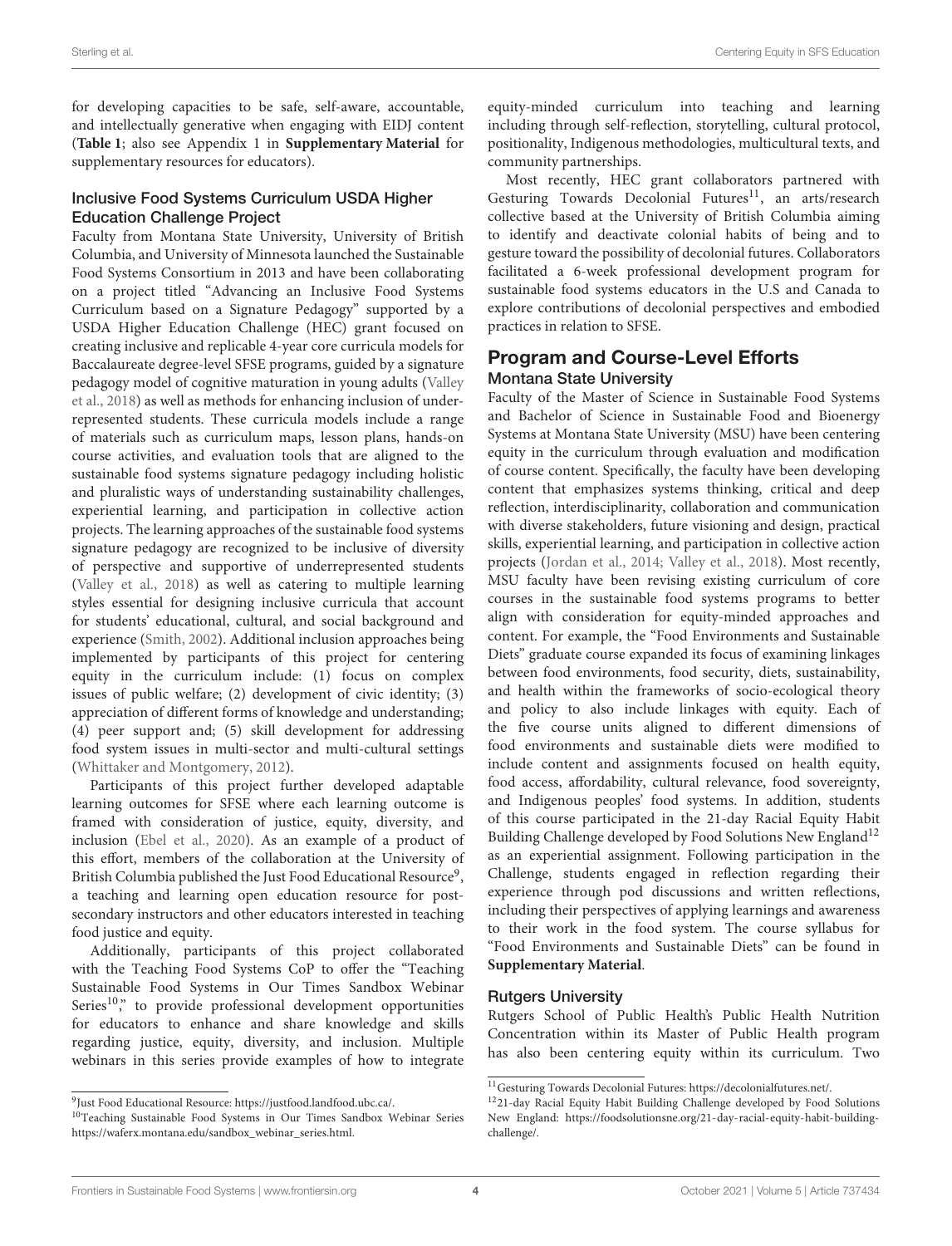for developing capacities to be safe, self-aware, accountable, and intellectually generative when engaging with EIDJ content (**Table 1**; also see Appendix 1 in **Supplementary Material** for supplementary resources for educators).

### Inclusive Food Systems Curriculum USDA Higher Education Challenge Project

Faculty from Montana State University, University of British Columbia, and University of Minnesota launched the Sustainable Food Systems Consortium in 2013 and have been collaborating on a project titled "Advancing an Inclusive Food Systems Curriculum based on a Signature Pedagogy" supported by a USDA Higher Education Challenge (HEC) grant focused on creating inclusive and replicable 4-year core curricula models for Baccalaureate degree-level SFSE programs, guided by a signature pedagogy model of cognitive maturation in young adults (Valley et al., 2018) as well as methods for enhancing inclusion of under-represented students. These curricula models include a range of materials such as curriculum maps, lesson plans, hands-on course activities, and evaluation tools that are aligned to the sustainable food systems signature pedagogy including holistic and pluralistic ways of understanding sustainability challenges, experiential learning, and participation in collective action projects. The learning approaches of the sustainable food systems signature pedagogy are recognized to be inclusive of diversity of perspective and supportive of underrepresented students (Valley et al., 2018) as well as catering to multiple learning styles essential for designing inclusive curricula that account for students' educational, cultural, and social background and experience (Smith, 2002). Additional inclusion approaches being implemented by participants of this project for centering equity in the curriculum include: (1) focus on complex issues of public welfare; (2) development of civic identity; (3) appreciation of different forms of knowledge and understanding; (4) peer support and; (5) skill development for addressing food system issues in multi-sector and multi-cultural settings (Whittaker and Montgomery, 2012).

Participants of this project further developed adaptable learning outcomes for SFSE where each learning outcome is framed with consideration of justice, equity, diversity, and inclusion (Ebel et al., 2020). As an example of a product of this effort, members of the collaboration at the University of British Columbia published the Just Food Educational Resource[9], a teaching and learning open education resource for post-secondary instructors and other educators interested in teaching food justice and equity.

Additionally, participants of this project collaborated with the Teaching Food Systems CoP to offer the "Teaching Sustainable Food Systems in Our Times Sandbox Webinar Series[10]," to provide professional development opportunities for educators to enhance and share knowledge and skills regarding justice, equity, diversity, and inclusion. Multiple webinars in this series provide examples of how to integrate equity-minded curriculum into teaching and learning including through self-reflection, storytelling, cultural protocol, positionality, Indigenous methodologies, multicultural texts, and community partnerships.

Most recently, HEC grant collaborators partnered with Gesturing Towards Decolonial Futures[11], an arts/research collective based at the University of British Columbia aiming to identify and deactivate colonial habits of being and to gesture toward the possibility of decolonial futures. Collaborators facilitated a 6-week professional development program for sustainable food systems educators in the U.S and Canada to explore contributions of decolonial perspectives and embodied practices in relation to SFSE.

## Program and Course-Level Efforts

### Montana State University

Faculty of the Master of Science in Sustainable Food Systems and Bachelor of Science in Sustainable Food and Bioenergy Systems at Montana State University (MSU) have been centering equity in the curriculum through evaluation and modification of course content. Specifically, the faculty have been developing content that emphasizes systems thinking, critical and deep reflection, interdisciplinarity, collaboration and communication with diverse stakeholders, future visioning and design, practical skills, experiential learning, and participation in collective action projects (Jordan et al., 2014; Valley et al., 2018). Most recently, MSU faculty have been revising existing curriculum of core courses in the sustainable food systems programs to better align with consideration for equity-minded approaches and content. For example, the "Food Environments and Sustainable Diets" graduate course expanded its focus of examining linkages between food environments, food security, diets, sustainability, and health within the frameworks of socio-ecological theory and policy to also include linkages with equity. Each of the five course units aligned to different dimensions of food environments and sustainable diets were modified to include content and assignments focused on health equity, food access, affordability, cultural relevance, food sovereignty, and Indigenous peoples' food systems. In addition, students of this course participated in the 21-day Racial Equity Habit Building Challenge developed by Food Solutions New England[12] as an experiential assignment. Following participation in the Challenge, students engaged in reflection regarding their experience through pod discussions and written reflections, including their perspectives of applying learnings and awareness to their work in the food system. The course syllabus for "Food Environments and Sustainable Diets" can be found in **Supplementary Material**.

### Rutgers University

Rutgers School of Public Health's Public Health Nutrition Concentration within its Master of Public Health program has also been centering equity within its curriculum. Two

[9]Just Food Educational Resource: https://justfood.landfood.ubc.ca/.

[10]Teaching Sustainable Food Systems in Our Times Sandbox Webinar Series https://waferx.montana.edu/sandbox_webinar_series.html.

[11]Gesturing Towards Decolonial Futures: https://decolonialfutures.net/.

[12]21-day Racial Equity Habit Building Challenge developed by Food Solutions New England: https://foodsolutionsne.org/21-day-racial-equity-habit-building-challenge/.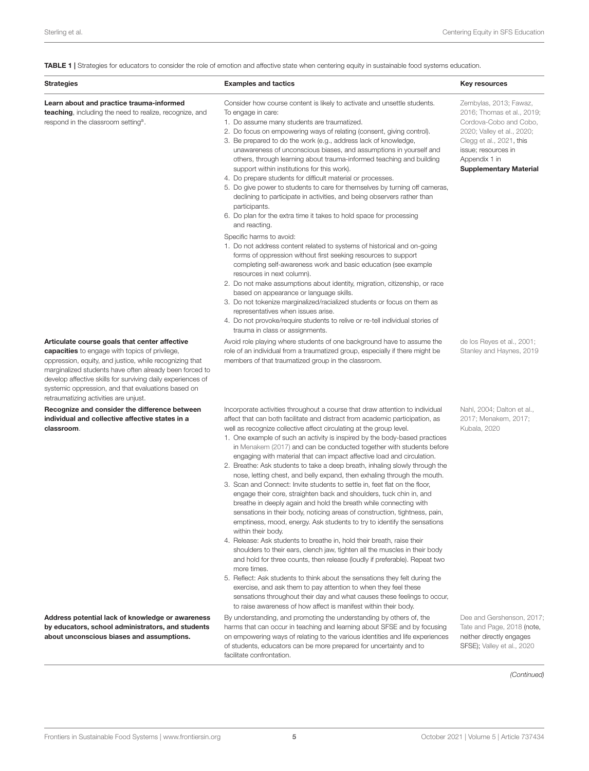**TABLE 1 |** Strategies for educators to consider the role of emotion and affective state when centering equity in sustainable food systems education.

| Strategies | Examples and tactics | Key resources |
|---|---|---|
| **Learn about and practice trauma-informed teaching**, including the need to realize, recognize, and respond in the classroom setting[a]. | Consider how course content is likely to activate and unsettle students.<br>To engage in care:<br>1. Do assume many students are traumatized.<br>2. Do focus on empowering ways of relating (consent, giving control).<br>3. Be prepared to do the work (e.g., address lack of knowledge, unawareness of unconscious biases, and assumptions in yourself and others, through learning about trauma-informed teaching and building support within institutions for this work).<br>4. Do prepare students for difficult material or processes.<br>5. Do give power to students to care for themselves by turning off cameras, declining to participate in activities, and being observers rather than participants.<br>6. Do plan for the extra time it takes to hold space for processing and reacting.<br>Specific harms to avoid:<br>1. Do not address content related to systems of historical and on-going forms of oppression without first seeking resources to support completing self-awareness work and basic education (see example resources in next column).<br>2. Do not make assumptions about identity, migration, citizenship, or race based on appearance or language skills.<br>3. Do not tokenize marginalized/racialized students or focus on them as representatives when issues arise.<br>4. Do not provoke/require students to relive or re-tell individual stories of trauma in class or assignments. | Zembylas, 2013; Fawaz, 2016; Thomas et al., 2019; Cordova-Cobo and Cobo, 2020; Valley et al., 2020; Clegg et al., 2021, this issue; resources in Appendix 1 in **Supplementary Material** |
| **Articulate course goals that center affective capacities** to engage with topics of privilege, oppression, equity, and justice, while recognizing that marginalized students have often already been forced to develop affective skills for surviving daily experiences of systemic oppression, and that evaluations based on retraumatizing activities are unjust. | Avoid role playing where students of one background have to assume the role of an individual from a traumatized group, especially if there might be members of that traumatized group in the classroom. | de los Reyes et al., 2001; Stanley and Haynes, 2019 |
| **Recognize and consider the difference between individual and collective affective states in a classroom**. | Incorporate activities throughout a course that draw attention to individual affect that can both facilitate and distract from academic participation, as well as recognize collective affect circulating at the group level.<br>1. One example of such an activity is inspired by the body-based practices in Menakem (2017) and can be conducted together with students before engaging with material that can impact affective load and circulation.<br>2. Breathe: Ask students to take a deep breath, inhaling slowly through the nose, letting chest, and belly expand, then exhaling through the mouth.<br>3. Scan and Connect: Invite students to settle in, feet flat on the floor, engage their core, straighten back and shoulders, tuck chin in, and breathe in deeply again and hold the breath while connecting with sensations in their body, noticing areas of construction, tightness, pain, emptiness, mood, energy. Ask students to try to identify the sensations within their body.<br>4. Release: Ask students to breathe in, hold their breath, raise their shoulders to their ears, clench jaw, tighten all the muscles in their body and hold for three counts, then release (loudly if preferable). Repeat two more times.<br>5. Reflect: Ask students to think about the sensations they felt during the exercise, and ask them to pay attention to when they feel these sensations throughout their day and what causes these feelings to occur, to raise awareness of how affect is manifest within their body. | Nahl, 2004; Dalton et al., 2017; Menakem, 2017; Kubala, 2020 |
| **Address potential lack of knowledge or awareness by educators, school administrators, and students about unconscious biases and assumptions.** | By understanding, and promoting the understanding by others of, the harms that can occur in teaching and learning about SFSE and by focusing on empowering ways of relating to the various identities and life experiences of students, educators can be more prepared for uncertainty and to facilitate confrontation. | Dee and Gershenson, 2017; Tate and Page, 2018 (note, neither directly engages SFSE); Valley et al., 2020 |

*(Continued)*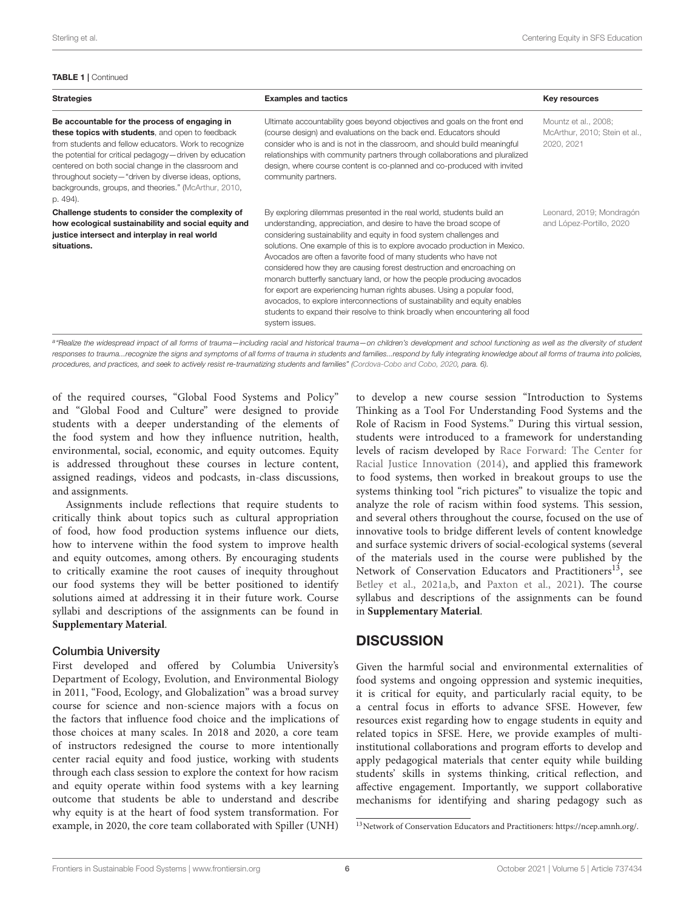**TABLE 1 |** Continued

| Strategies | Examples and tactics | Key resources |
|---|---|---|
| **Be accountable for the process of engaging in these topics with students**, and open to feedback from students and fellow educators. Work to recognize the potential for critical pedagogy—driven by education centered on both social change in the classroom and throughout society—"driven by diverse ideas, options, backgrounds, groups, and theories." (McArthur, 2010, p. 494). | Ultimate accountability goes beyond objectives and goals on the front end (course design) and evaluations on the back end. Educators should consider who is and is not in the classroom, and should build meaningful relationships with community partners through collaborations and pluralized design, where course content is co-planned and co-produced with invited community partners. | Mountz et al., 2008; McArthur, 2010; Stein et al., 2020, 2021 |
| **Challenge students to consider the complexity of how ecological sustainability and social equity and justice intersect and interplay in real world situations.** | By exploring dilemmas presented in the real world, students build an understanding, appreciation, and desire to have the broad scope of considering sustainability and equity in food system challenges and solutions. One example of this is to explore avocado production in Mexico. Avocados are often a favorite food of many students who have not considered how they are causing forest destruction and encroaching on monarch butterfly sanctuary land, or how the people producing avocados for export are experiencing human rights abuses. Using a popular food, avocados, to explore interconnections of sustainability and equity enables students to expand their resolve to think broadly when encountering all food system issues. | Leonard, 2019; Mondragón and López-Portillo, 2020 |

[a]*"Realize the widespread impact of all forms of trauma—including racial and historical trauma—on children's development and school functioning as well as the diversity of student responses to trauma...recognize the signs and symptoms of all forms of trauma in students and families...respond by fully integrating knowledge about all forms of trauma into policies, procedures, and practices, and seek to actively resist re-traumatizing students and families" (Cordova-Cobo and Cobo, 2020, para. 6).*

of the required courses, "Global Food Systems and Policy" and "Global Food and Culture" were designed to provide students with a deeper understanding of the elements of the food system and how they influence nutrition, health, environmental, social, economic, and equity outcomes. Equity is addressed throughout these courses in lecture content, assigned readings, videos and podcasts, in-class discussions, and assignments.

Assignments include reflections that require students to critically think about topics such as cultural appropriation of food, how food production systems influence our diets, how to intervene within the food system to improve health and equity outcomes, among others. By encouraging students to critically examine the root causes of inequity throughout our food systems they will be better positioned to identify solutions aimed at addressing it in their future work. Course syllabi and descriptions of the assignments can be found in **Supplementary Material**.

### Columbia University

First developed and offered by Columbia University's Department of Ecology, Evolution, and Environmental Biology in 2011, "Food, Ecology, and Globalization" was a broad survey course for science and non-science majors with a focus on the factors that influence food choice and the implications of those choices at many scales. In 2018 and 2020, a core team of instructors redesigned the course to more intentionally center racial equity and food justice, working with students through each class session to explore the context for how racism and equity operate within food systems with a key learning outcome that students be able to understand and describe why equity is at the heart of food system transformation. For example, in 2020, the core team collaborated with Spiller (UNH) to develop a new course session "Introduction to Systems Thinking as a Tool For Understanding Food Systems and the Role of Racism in Food Systems." During this virtual session, students were introduced to a framework for understanding levels of racism developed by Race Forward: The Center for Racial Justice Innovation (2014), and applied this framework to food systems, then worked in breakout groups to use the systems thinking tool "rich pictures" to visualize the topic and analyze the role of racism within food systems. This session, and several others throughout the course, focused on the use of innovative tools to bridge different levels of content knowledge and surface systemic drivers of social-ecological systems (several of the materials used in the course were published by the Network of Conservation Educators and Practitioners[13], see Betley et al., 2021a,b, and Paxton et al., 2021). The course syllabus and descriptions of the assignments can be found in **Supplementary Material**.

## DISCUSSION

Given the harmful social and environmental externalities of food systems and ongoing oppression and systemic inequities, it is critical for equity, and particularly racial equity, to be a central focus in efforts to advance SFSE. However, few resources exist regarding how to engage students in equity and related topics in SFSE. Here, we provide examples of multi-institutional collaborations and program efforts to develop and apply pedagogical materials that center equity while building students' skills in systems thinking, critical reflection, and affective engagement. Importantly, we support collaborative mechanisms for identifying and sharing pedagogy such as

[13]Network of Conservation Educators and Practitioners: https://ncep.amnh.org/.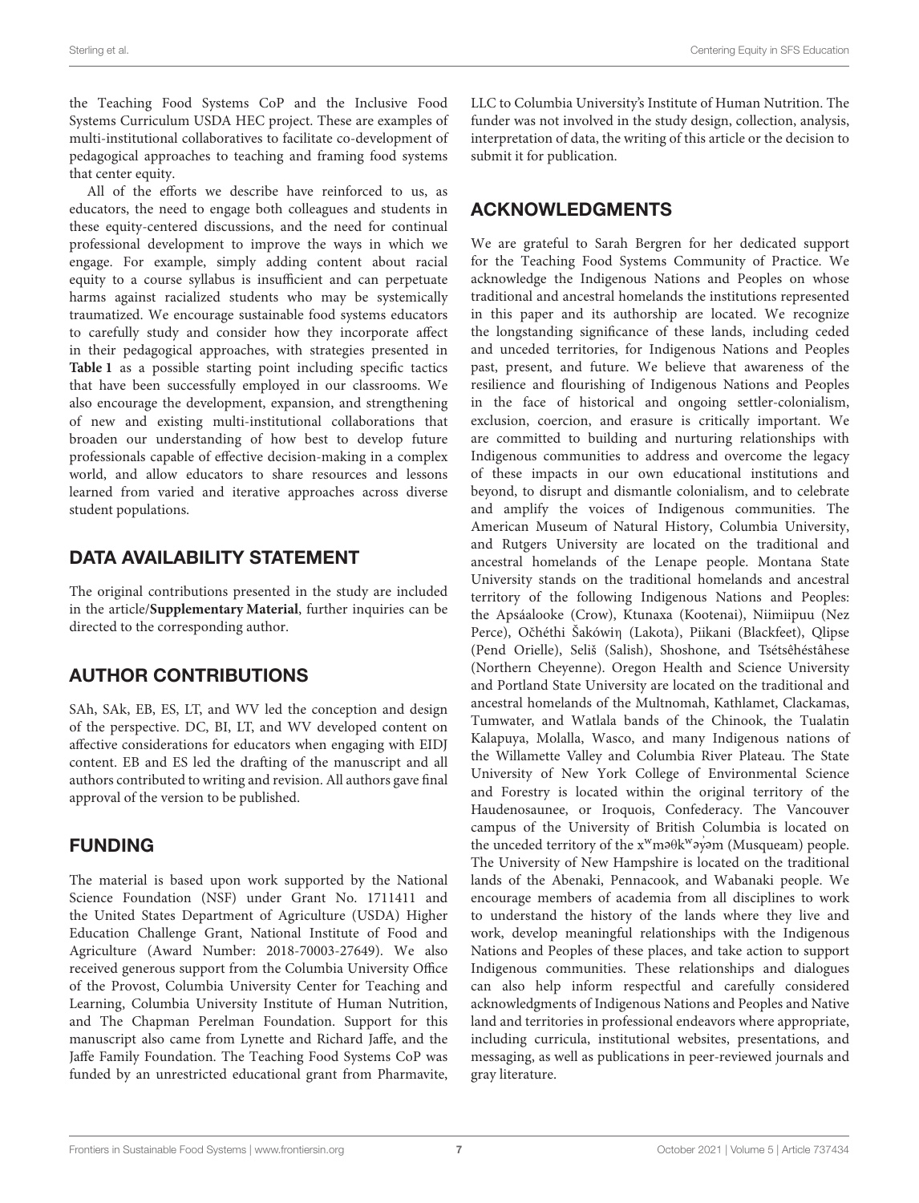the Teaching Food Systems CoP and the Inclusive Food Systems Curriculum USDA HEC project. These are examples of multi-institutional collaboratives to facilitate co-development of pedagogical approaches to teaching and framing food systems that center equity.

All of the efforts we describe have reinforced to us, as educators, the need to engage both colleagues and students in these equity-centered discussions, and the need for continual professional development to improve the ways in which we engage. For example, simply adding content about racial equity to a course syllabus is insufficient and can perpetuate harms against racialized students who may be systemically traumatized. We encourage sustainable food systems educators to carefully study and consider how they incorporate affect in their pedagogical approaches, with strategies presented in **Table 1** as a possible starting point including specific tactics that have been successfully employed in our classrooms. We also encourage the development, expansion, and strengthening of new and existing multi-institutional collaborations that broaden our understanding of how best to develop future professionals capable of effective decision-making in a complex world, and allow educators to share resources and lessons learned from varied and iterative approaches across diverse student populations.

## DATA AVAILABILITY STATEMENT

The original contributions presented in the study are included in the article/**Supplementary Material**, further inquiries can be directed to the corresponding author.

## AUTHOR CONTRIBUTIONS

SAh, SAk, EB, ES, LT, and WV led the conception and design of the perspective. DC, BI, LT, and WV developed content on affective considerations for educators when engaging with EIDJ content. EB and ES led the drafting of the manuscript and all authors contributed to writing and revision. All authors gave final approval of the version to be published.

## FUNDING

The material is based upon work supported by the National Science Foundation (NSF) under Grant No. 1711411 and the United States Department of Agriculture (USDA) Higher Education Challenge Grant, National Institute of Food and Agriculture (Award Number: 2018-70003-27649). We also received generous support from the Columbia University Office of the Provost, Columbia University Center for Teaching and Learning, Columbia University Institute of Human Nutrition, and The Chapman Perelman Foundation. Support for this manuscript also came from Lynette and Richard Jaffe, and the Jaffe Family Foundation. The Teaching Food Systems CoP was funded by an unrestricted educational grant from Pharmavite, LLC to Columbia University's Institute of Human Nutrition. The funder was not involved in the study design, collection, analysis, interpretation of data, the writing of this article or the decision to submit it for publication.

## ACKNOWLEDGMENTS

We are grateful to Sarah Bergren for her dedicated support for the Teaching Food Systems Community of Practice. We acknowledge the Indigenous Nations and Peoples on whose traditional and ancestral homelands the institutions represented in this paper and its authorship are located. We recognize the longstanding significance of these lands, including ceded and unceded territories, for Indigenous Nations and Peoples past, present, and future. We believe that awareness of the resilience and flourishing of Indigenous Nations and Peoples in the face of historical and ongoing settler-colonialism, exclusion, coercion, and erasure is critically important. We are committed to building and nurturing relationships with Indigenous communities to address and overcome the legacy of these impacts in our own educational institutions and beyond, to disrupt and dismantle colonialism, and to celebrate and amplify the voices of Indigenous communities. The American Museum of Natural History, Columbia University, and Rutgers University are located on the traditional and ancestral homelands of the Lenape people. Montana State University stands on the traditional homelands and ancestral territory of the following Indigenous Nations and Peoples: the Apsáalooke (Crow), Ktunaxa (Kootenai), Niimiipuu (Nez Perce), Očhéthi Šakówiŋ (Lakota), Piikani (Blackfeet), Qlispe (Pend Orielle), Seliš (Salish), Shoshone, and Tsétsêhéstâhese (Northern Cheyenne). Oregon Health and Science University and Portland State University are located on the traditional and ancestral homelands of the Multnomah, Kathlamet, Clackamas, Tumwater, and Watlala bands of the Chinook, the Tualatin Kalapuya, Molalla, Wasco, and many Indigenous nations of the Willamette Valley and Columbia River Plateau. The State University of New York College of Environmental Science and Forestry is located within the original territory of the Haudenosaunee, or Iroquois, Confederacy. The Vancouver campus of the University of British Columbia is located on the unceded territory of the xʷməθkʷəy̓əm (Musqueam) people. The University of New Hampshire is located on the traditional lands of the Abenaki, Pennacook, and Wabanaki people. We encourage members of academia from all disciplines to work to understand the history of the lands where they live and work, develop meaningful relationships with the Indigenous Nations and Peoples of these places, and take action to support Indigenous communities. These relationships and dialogues can also help inform respectful and carefully considered acknowledgments of Indigenous Nations and Peoples and Native land and territories in professional endeavors where appropriate, including curricula, institutional websites, presentations, and messaging, as well as publications in peer-reviewed journals and gray literature.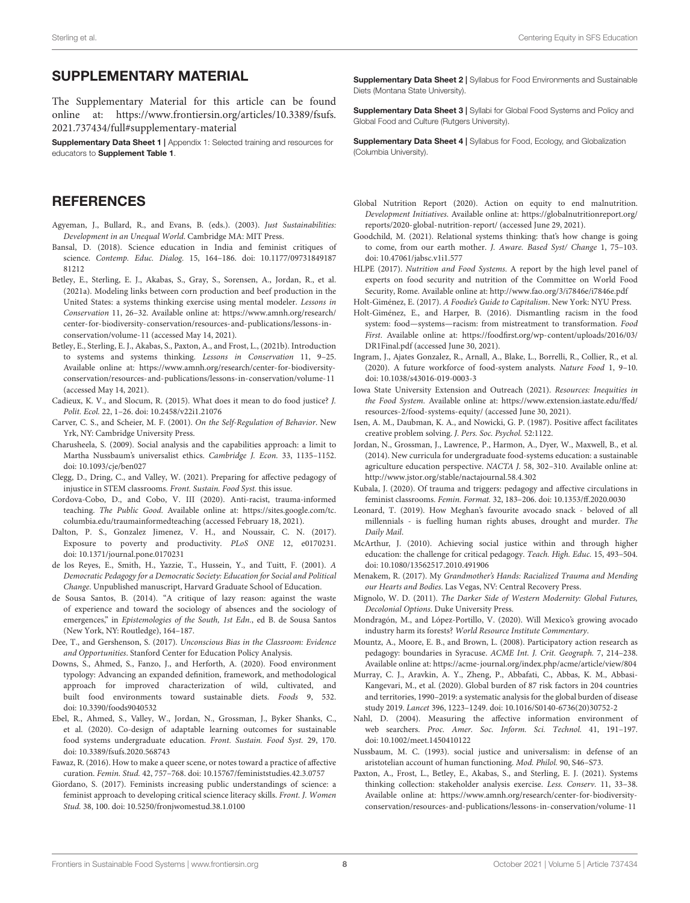## SUPPLEMENTARY MATERIAL

The Supplementary Material for this article can be found online at: https://www.frontiersin.org/articles/10.3389/fsufs.2021.737434/full#supplementary-material

**Supplementary Data Sheet 1 |** Appendix 1: Selected training and resources for educators to **Supplement Table 1**.

**Supplementary Data Sheet 2 |** Syllabus for Food Environments and Sustainable Diets (Montana State University).

**Supplementary Data Sheet 3 |** Syllabi for Global Food Systems and Policy and Global Food and Culture (Rutgers University).

**Supplementary Data Sheet 4 |** Syllabus for Food, Ecology, and Globalization (Columbia University).

## REFERENCES

Agyeman, J., Bullard, R., and Evans, B. (eds.). (2003). *Just Sustainabilities: Development in an Unequal World*. Cambridge MA: MIT Press.

Bansal, D. (2018). Science education in India and feminist critiques of science. *Contemp. Educ. Dialog.* 15, 164–186. doi: 10.1177/0973184918781212

Betley, E., Sterling, E. J., Akabas, S., Gray, S., Sorensen, A., Jordan, R., et al. (2021a). Modeling links between corn production and beef production in the United States: a systems thinking exercise using mental modeler. *Lessons in Conservation* 11, 26–32. Available online at: https://www.amnh.org/research/center-for-biodiversity-conservation/resources-and-publications/lessons-in-conservation/volume-11 (accessed May 14, 2021).

Betley, E., Sterling, E. J., Akabas, S., Paxton, A., and Frost, L., (2021b). Introduction to systems and systems thinking. *Lessons in Conservation* 11, 9–25. Available online at: https://www.amnh.org/research/center-for-biodiversity-conservation/resources-and-publications/lessons-in-conservation/volume-11 (accessed May 14, 2021).

Cadieux, K. V., and Slocum, R. (2015). What does it mean to do food justice? *J. Polit. Ecol.* 22, 1–26. doi: 10.2458/v22i1.21076

Carver, C. S., and Scheier, M. F. (2001). *On the Self-Regulation of Behavior*. New Yrk, NY: Cambridge University Press.

Charusheela, S. (2009). Social analysis and the capabilities approach: a limit to Martha Nussbaum's universalist ethics. *Cambridge J. Econ.* 33, 1135–1152. doi: 10.1093/cje/ben027

Clegg, D., Dring, C., and Valley, W. (2021). Preparing for affective pedagogy of injustice in STEM classrooms. *Front. Sustain. Food Syst.* this issue.

Cordova-Cobo, D., and Cobo, V. III (2020). Anti-racist, trauma-informed teaching. *The Public Good*. Available online at: https://sites.google.com/tc.columbia.edu/traumainformedteaching (accessed February 18, 2021).

Dalton, P. S., Gonzalez Jimenez, V. H., and Noussair, C. N. (2017). Exposure to poverty and productivity. *PLoS ONE* 12, e0170231. doi: 10.1371/journal.pone.0170231

de los Reyes, E., Smith, H., Yazzie, T., Hussein, Y., and Tuitt, F. (2001). *A Democratic Pedagogy for a Democratic Society: Education for Social and Political Change*. Unpublished manuscript, Harvard Graduate School of Education.

de Sousa Santos, B. (2014). "A critique of lazy reason: against the waste of experience and toward the sociology of absences and the sociology of emergences," in *Epistemologies of the South, 1st Edn.*, ed B. de Sousa Santos (New York, NY: Routledge), 164–187.

Dee, T., and Gershenson, S. (2017). *Unconscious Bias in the Classroom: Evidence and Opportunities*. Stanford Center for Education Policy Analysis.

Downs, S., Ahmed, S., Fanzo, J., and Herforth, A. (2020). Food environment typology: Advancing an expanded definition, framework, and methodological approach for improved characterization of wild, cultivated, and built food environments toward sustainable diets. *Foods* 9, 532. doi: 10.3390/foods9040532

Ebel, R., Ahmed, S., Valley, W., Jordan, N., Grossman, J., Byker Shanks, C., et al. (2020). Co-design of adaptable learning outcomes for sustainable food systems undergraduate education. *Front. Sustain. Food Syst.* 29, 170. doi: 10.3389/fsufs.2020.568743

Fawaz, R. (2016). How to make a queer scene, or notes toward a practice of affective curation. *Femin. Stud.* 42, 757–768. doi: 10.15767/feministstudies.42.3.0757

Giordano, S. (2017). Feminists increasing public understandings of science: a feminist approach to developing critical science literacy skills. *Front. J. Women Stud.* 38, 100. doi: 10.5250/fronjwomestud.38.1.0100

Global Nutrition Report (2020). Action on equity to end malnutrition. *Development Initiatives*. Available online at: https://globalnutritionreport.org/reports/2020-global-nutrition-report/ (accessed June 29, 2021).

Goodchild, M. (2021). Relational systems thinking: that's how change is going to come, from our earth mother. *J. Aware. Based Syst/ Change* 1, 75–103. doi: 10.47061/jabsc.v1i1.577

HLPE (2017). *Nutrition and Food Systems*. A report by the high level panel of experts on food security and nutrition of the Committee on World Food Security, Rome. Available online at: http://www.fao.org/3/i7846e/i7846e.pdf

Holt-Giménez, E. (2017). *A Foodie's Guide to Capitalism*. New York: NYU Press.

Holt-Giménez, E., and Harper, B. (2016). Dismantling racism in the food system: food—systems—racism: from mistreatment to transformation. *Food First*. Available online at: https://foodfirst.org/wp-content/uploads/2016/03/DR1Final.pdf (accessed June 30, 2021).

Ingram, J., Ajates Gonzalez, R., Arnall, A., Blake, L., Borrelli, R., Collier, R., et al. (2020). A future workforce of food-system analysts. *Nature Food* 1, 9–10. doi: 10.1038/s43016-019-0003-3

Iowa State University Extension and Outreach (2021). *Resources: Inequities in the Food System*. Available online at: https://www.extension.iastate.edu/ffed/resources-2/food-systems-equity/ (accessed June 30, 2021).

Isen, A. M., Daubman, K. A., and Nowicki, G. P. (1987). Positive affect facilitates creative problem solving. *J. Pers. Soc. Psychol.* 52:1122.

Jordan, N., Grossman, J., Lawrence, P., Harmon, A., Dyer, W., Maxwell, B., et al. (2014). New curricula for undergraduate food-systems education: a sustainable agriculture education perspective. *NACTA J.* 58, 302–310. Available online at: http://www.jstor.org/stable/nactajournal.58.4.302

Kubala, J. (2020). Of trauma and triggers: pedagogy and affective circulations in feminist classrooms. *Femin. Format.* 32, 183–206. doi: 10.1353/ff.2020.0030

Leonard, T. (2019). How Meghan's favourite avocado snack - beloved of all millennials - is fuelling human rights abuses, drought and murder. *The Daily Mail.*

McArthur, J. (2010). Achieving social justice within and through higher education: the challenge for critical pedagogy. *Teach. High. Educ.* 15, 493–504. doi: 10.1080/13562517.2010.491906

Menakem, R. (2017). My *Grandmother's Hands: Racialized Trauma and Mending our Hearts and Bodies*. Las Vegas, NV: Central Recovery Press.

Mignolo, W. D. (2011). *The Darker Side of Western Modernity: Global Futures, Decolonial Options*. Duke University Press.

Mondragón, M., and López-Portillo, V. (2020). Will Mexico's growing avocado industry harm its forests? *World Resource Institute Commentary*.

Mountz, A., Moore, E. B., and Brown, L. (2008). Participatory action research as pedagogy: boundaries in Syracuse. *ACME Int. J. Crit. Geograph.* 7, 214–238. Available online at: https://acme-journal.org/index.php/acme/article/view/804

Murray, C. J., Aravkin, A. Y., Zheng, P., Abbafati, C., Abbas, K. M., Abbasi-Kangevari, M., et al. (2020). Global burden of 87 risk factors in 204 countries and territories, 1990–2019: a systematic analysis for the global burden of disease study 2019. *Lancet* 396, 1223–1249. doi: 10.1016/S0140-6736(20)30752-2

Nahl, D. (2004). Measuring the affective information environment of web searchers. *Proc. Amer. Soc. Inform. Sci. Technol.* 41, 191–197. doi: 10.1002/meet.1450410122

Nussbaum, M. C. (1993). social justice and universalism: in defense of an aristotelian account of human functioning. *Mod. Philol.* 90, S46–S73.

Paxton, A., Frost, L., Betley, E., Akabas, S., and Sterling, E. J. (2021). Systems thinking collection: stakeholder analysis exercise. *Less. Conserv*. 11, 33–38. Available online at: https://www.amnh.org/research/center-for-biodiversity-conservation/resources-and-publications/lessons-in-conservation/volume-11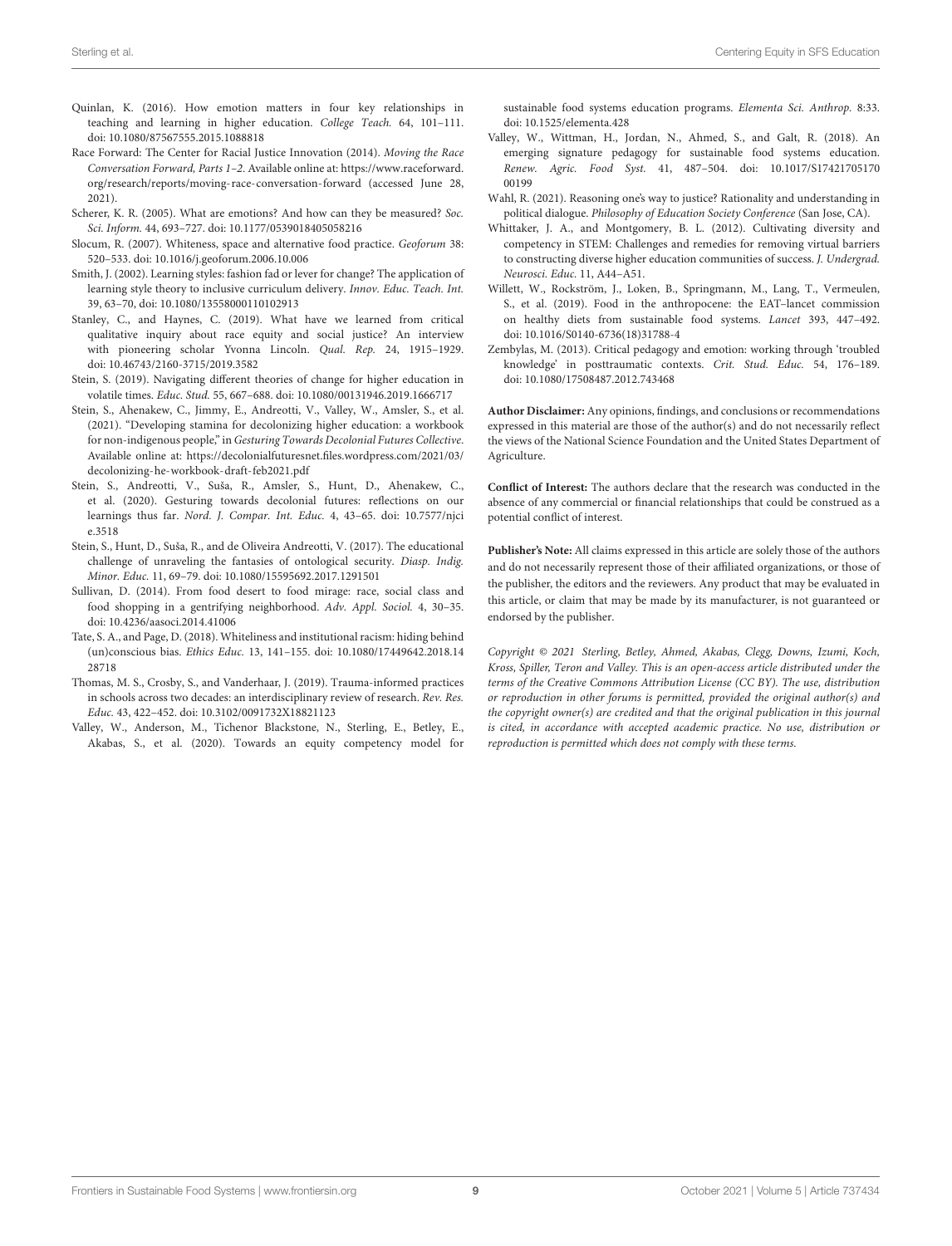Quinlan, K. (2016). How emotion matters in four key relationships in teaching and learning in higher education. *College Teach.* 64, 101–111. doi: 10.1080/87567555.2015.1088818

Race Forward: The Center for Racial Justice Innovation (2014). *Moving the Race Conversation Forward, Parts 1–2*. Available online at: https://www.raceforward.org/research/reports/moving-race-conversation-forward (accessed June 28, 2021).

Scherer, K. R. (2005). What are emotions? And how can they be measured? *Soc. Sci. Inform.* 44, 693–727. doi: 10.1177/0539018405058216

Slocum, R. (2007). Whiteness, space and alternative food practice. *Geoforum* 38: 520–533. doi: 10.1016/j.geoforum.2006.10.006

Smith, J. (2002). Learning styles: fashion fad or lever for change? The application of learning style theory to inclusive curriculum delivery. *Innov. Educ. Teach. Int.* 39, 63–70, doi: 10.1080/13558000110102913

Stanley, C., and Haynes, C. (2019). What have we learned from critical qualitative inquiry about race equity and social justice? An interview with pioneering scholar Yvonna Lincoln. *Qual. Rep.* 24, 1915–1929. doi: 10.46743/2160-3715/2019.3582

Stein, S. (2019). Navigating different theories of change for higher education in volatile times. *Educ. Stud.* 55, 667–688. doi: 10.1080/00131946.2019.1666717

Stein, S., Ahenakew, C., Jimmy, E., Andreotti, V., Valley, W., Amsler, S., et al. (2021). "Developing stamina for decolonizing higher education: a workbook for non-indigenous people," in *Gesturing Towards Decolonial Futures Collective*. Available online at: https://decolonialfuturesnet.files.wordpress.com/2021/03/decolonizing-he-workbook-draft-feb2021.pdf

Stein, S., Andreotti, V., Suša, R., Amsler, S., Hunt, D., Ahenakew, C., et al. (2020). Gesturing towards decolonial futures: reflections on our learnings thus far. *Nord. J. Compar. Int. Educ.* 4, 43–65. doi: 10.7577/njcie.3518

Stein, S., Hunt, D., Suša, R., and de Oliveira Andreotti, V. (2017). The educational challenge of unraveling the fantasies of ontological security. *Diasp. Indig. Minor. Educ.* 11, 69–79. doi: 10.1080/15595692.2017.1291501

Sullivan, D. (2014). From food desert to food mirage: race, social class and food shopping in a gentrifying neighborhood. *Adv. Appl. Sociol.* 4, 30–35. doi: 10.4236/aasoci.2014.41006

Tate, S. A., and Page, D. (2018). Whiteliness and institutional racism: hiding behind (un)conscious bias. *Ethics Educ.* 13, 141–155. doi: 10.1080/17449642.2018.1428718

Thomas, M. S., Crosby, S., and Vanderhaar, J. (2019). Trauma-informed practices in schools across two decades: an interdisciplinary review of research. *Rev. Res. Educ.* 43, 422–452. doi: 10.3102/0091732X18821123

Valley, W., Anderson, M., Tichenor Blackstone, N., Sterling, E., Betley, E., Akabas, S., et al. (2020). Towards an equity competency model for sustainable food systems education programs. *Elementa Sci. Anthrop.* 8:33. doi: 10.1525/elementa.428

Valley, W., Wittman, H., Jordan, N., Ahmed, S., and Galt, R. (2018). An emerging signature pedagogy for sustainable food systems education. *Renew. Agric. Food Syst.* 41, 487–504. doi: 10.1017/S1742170517000199

Wahl, R. (2021). Reasoning one's way to justice? Rationality and understanding in political dialogue. *Philosophy of Education Society Conference* (San Jose, CA).

Whittaker, J. A., and Montgomery, B. L. (2012). Cultivating diversity and competency in STEM: Challenges and remedies for removing virtual barriers to constructing diverse higher education communities of success. *J. Undergrad. Neurosci. Educ.* 11, A44–A51.

Willett, W., Rockström, J., Loken, B., Springmann, M., Lang, T., Vermeulen, S., et al. (2019). Food in the anthropocene: the EAT–lancet commission on healthy diets from sustainable food systems. *Lancet* 393, 447–492. doi: 10.1016/S0140-6736(18)31788-4

Zembylas, M. (2013). Critical pedagogy and emotion: working through 'troubled knowledge' in posttraumatic contexts. *Crit. Stud. Educ.* 54, 176–189. doi: 10.1080/17508487.2012.743468

**Author Disclaimer:** Any opinions, findings, and conclusions or recommendations expressed in this material are those of the author(s) and do not necessarily reflect the views of the National Science Foundation and the United States Department of Agriculture.

**Conflict of Interest:** The authors declare that the research was conducted in the absence of any commercial or financial relationships that could be construed as a potential conflict of interest.

**Publisher's Note:** All claims expressed in this article are solely those of the authors and do not necessarily represent those of their affiliated organizations, or those of the publisher, the editors and the reviewers. Any product that may be evaluated in this article, or claim that may be made by its manufacturer, is not guaranteed or endorsed by the publisher.

*Copyright © 2021 Sterling, Betley, Ahmed, Akabas, Clegg, Downs, Izumi, Koch, Kross, Spiller, Teron and Valley. This is an open-access article distributed under the terms of the Creative Commons Attribution License (CC BY). The use, distribution or reproduction in other forums is permitted, provided the original author(s) and the copyright owner(s) are credited and that the original publication in this journal is cited, in accordance with accepted academic practice. No use, distribution or reproduction is permitted which does not comply with these terms.*